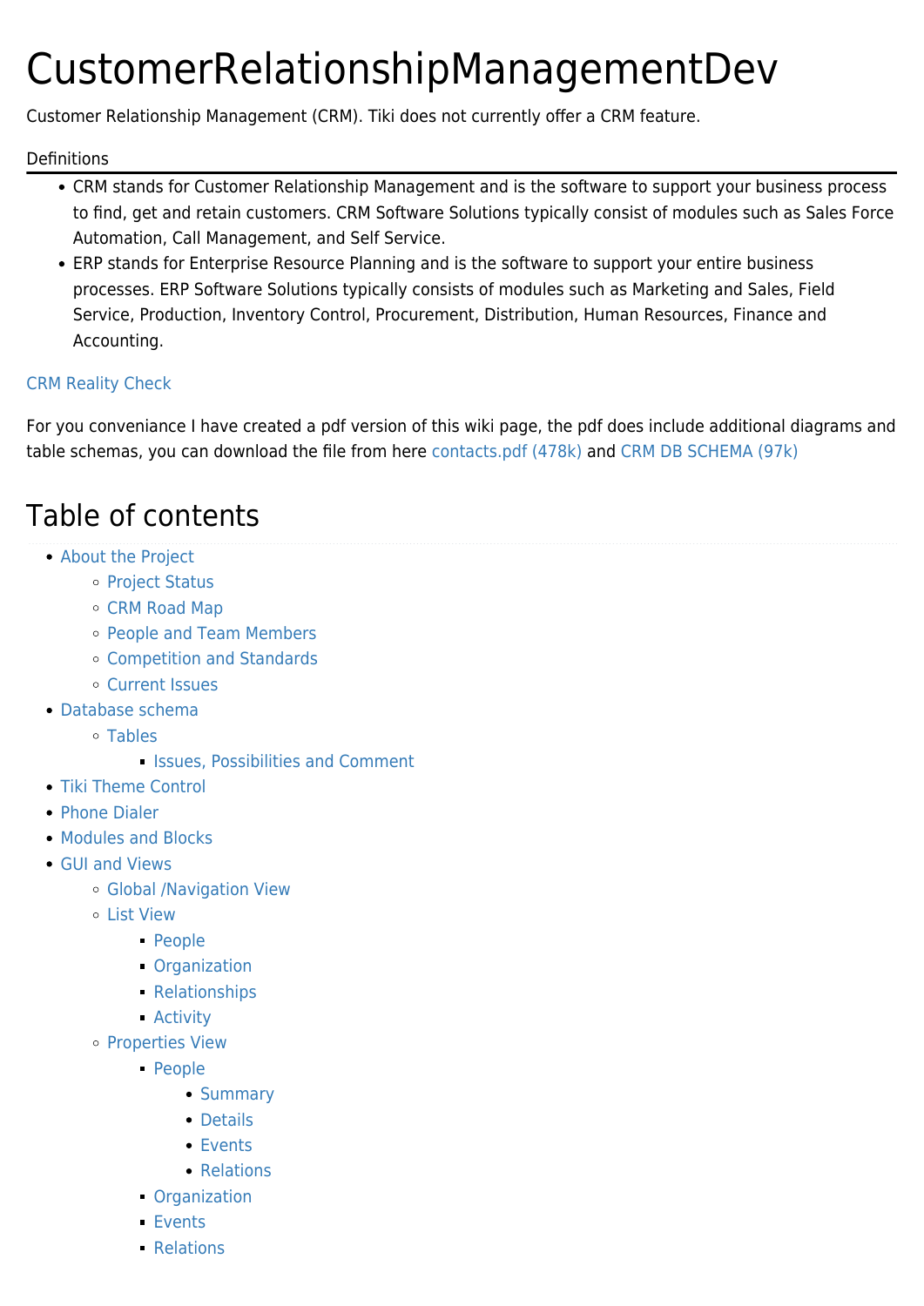# CustomerRelationshipManagementDev

Customer Relationship Management (CRM). Tiki does not currently offer a CRM feature.

Definitions

- CRM stands for Customer Relationship Management and is the software to support your business process to find, get and retain customers. CRM Software Solutions typically consist of modules such as Sales Force Automation, Call Management, and Self Service.
- ERP stands for Enterprise Resource Planning and is the software to support your entire business processes. ERP Software Solutions typically consists of modules such as Marketing and Sales, Field Service, Production, Inventory Control, Procurement, Distribution, Human Resources, Finance and Accounting.

CRM Reality Check

For you conveniance I have created a pdf version of this wiki page, the pdf does include additional diagrams and table schemas, you can download the file from here contacts.pdf (478k) and CRM DB SCHEMA (97k)

## Table of contents

- About the Project
  - Project Status
  - CRM Road Map
  - People and Team Members
  - Competition and Standards
  - Current Issues
- Database schema
  - Tables
    - Issues, Possibilities and Comment
- Tiki Theme Control
- Phone Dialer
- Modules and Blocks
- GUI and Views
  - Global /Navigation View
  - List View
    - People
    - Organization
    - Relationships
    - Activity
  - Properties View
    - People
      - Summary
      - Details
      - Events
      - Relations
    - Organization
    - Events
    - Relations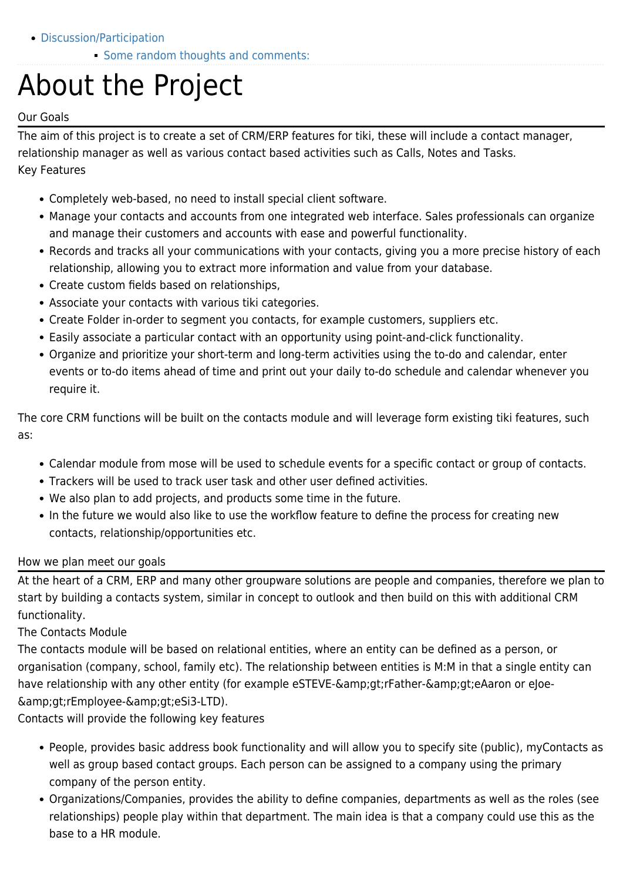- Discussion/Participation
  - Some random thoughts and comments:

# About the Project

## Our Goals

The aim of this project is to create a set of CRM/ERP features for tiki, these will include a contact manager, relationship manager as well as various contact based activities such as Calls, Notes and Tasks.

## Key Features

- Completely web-based, no need to install special client software.
- Manage your contacts and accounts from one integrated web interface. Sales professionals can organize and manage their customers and accounts with ease and powerful functionality.
- Records and tracks all your communications with your contacts, giving you a more precise history of each relationship, allowing you to extract more information and value from your database.
- Create custom fields based on relationships,
- Associate your contacts with various tiki categories.
- Create Folder in-order to segment you contacts, for example customers, suppliers etc.
- Easily associate a particular contact with an opportunity using point-and-click functionality.
- Organize and prioritize your short-term and long-term activities using the to-do and calendar, enter events or to-do items ahead of time and print out your daily to-do schedule and calendar whenever you require it.

The core CRM functions will be built on the contacts module and will leverage form existing tiki features, such as:

- Calendar module from mose will be used to schedule events for a specific contact or group of contacts.
- Trackers will be used to track user task and other user defined activities.
- We also plan to add projects, and products some time in the future.
- In the future we would also like to use the workflow feature to define the process for creating new contacts, relationship/opportunities etc.

## How we plan meet our goals

At the heart of a CRM, ERP and many other groupware solutions are people and companies, therefore we plan to start by building a contacts system, similar in concept to outlook and then build on this with additional CRM functionality.

## The Contacts Module

The contacts module will be based on relational entities, where an entity can be defined as a person, or organisation (company, school, family etc). The relationship between entities is M:M in that a single entity can have relationship with any other entity (for example eSTEVE-&amp;gt;rFather-&amp;gt;eAaron or eJoe-&amp;gt;rEmployee-&amp;gt;eSi3-LTD).

Contacts will provide the following key features

- People, provides basic address book functionality and will allow you to specify site (public), myContacts as well as group based contact groups. Each person can be assigned to a company using the primary company of the person entity.
- Organizations/Companies, provides the ability to define companies, departments as well as the roles (see relationships) people play within that department. The main idea is that a company could use this as the base to a HR module.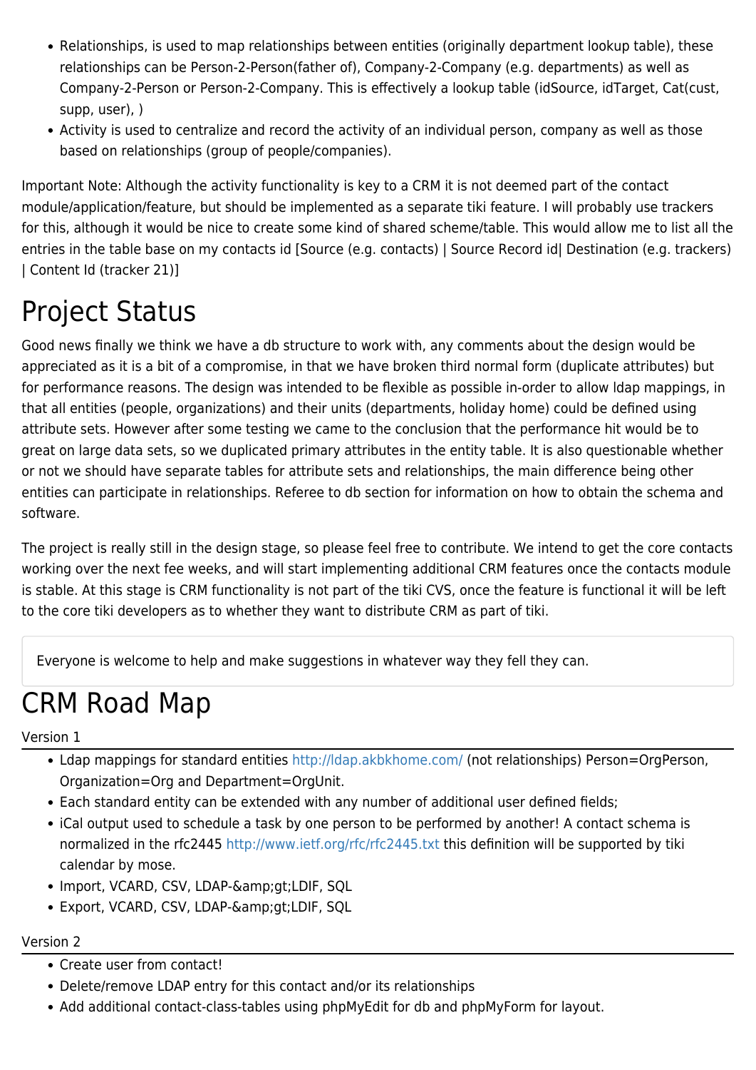- Relationships, is used to map relationships between entities (originally department lookup table), these relationships can be Person-2-Person(father of), Company-2-Company (e.g. departments) as well as Company-2-Person or Person-2-Company. This is effectively a lookup table (idSource, idTarget, Cat(cust, supp, user), )
- Activity is used to centralize and record the activity of an individual person, company as well as those based on relationships (group of people/companies).

Important Note: Although the activity functionality is key to a CRM it is not deemed part of the contact module/application/feature, but should be implemented as a separate tiki feature. I will probably use trackers for this, although it would be nice to create some kind of shared scheme/table. This would allow me to list all the entries in the table base on my contacts id [Source (e.g. contacts) | Source Record id| Destination (e.g. trackers) | Content Id (tracker 21)]

# Project Status

Good news finally we think we have a db structure to work with, any comments about the design would be appreciated as it is a bit of a compromise, in that we have broken third normal form (duplicate attributes) but for performance reasons. The design was intended to be flexible as possible in-order to allow ldap mappings, in that all entities (people, organizations) and their units (departments, holiday home) could be defined using attribute sets. However after some testing we came to the conclusion that the performance hit would be to great on large data sets, so we duplicated primary attributes in the entity table. It is also questionable whether or not we should have separate tables for attribute sets and relationships, the main difference being other entities can participate in relationships. Referee to db section for information on how to obtain the schema and software.

The project is really still in the design stage, so please feel free to contribute. We intend to get the core contacts working over the next fee weeks, and will start implementing additional CRM features once the contacts module is stable. At this stage is CRM functionality is not part of the tiki CVS, once the feature is functional it will be left to the core tiki developers as to whether they want to distribute CRM as part of tiki.

> Everyone is welcome to help and make suggestions in whatever way they fell they can.

# CRM Road Map

## Version 1

- Ldap mappings for standard entities http://ldap.akbkhome.com/ (not relationships) Person=OrgPerson, Organization=Org and Department=OrgUnit.
- Each standard entity can be extended with any number of additional user defined fields;
- iCal output used to schedule a task by one person to be performed by another! A contact schema is normalized in the rfc2445 http://www.ietf.org/rfc/rfc2445.txt this definition will be supported by tiki calendar by mose.
- Import, VCARD, CSV, LDAP-&amp;gt;LDIF, SQL
- Export, VCARD, CSV, LDAP-&amp;gt;LDIF, SQL

## Version 2

- Create user from contact!
- Delete/remove LDAP entry for this contact and/or its relationships
- Add additional contact-class-tables using phpMyEdit for db and phpMyForm for layout.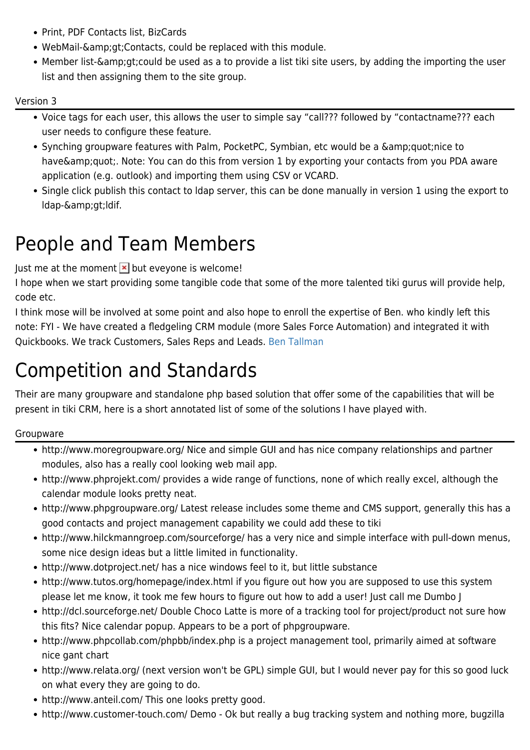- Print, PDF Contacts list, BizCards
- WebMail-&amp;gt;Contacts, could be replaced with this module.
- Member list-&amp;gt;could be used as a to provide a list tiki site users, by adding the importing the user list and then assigning them to the site group.

### Version 3

- Voice tags for each user, this allows the user to simple say “call??? followed by “contactname??? each user needs to configure these feature.
- Synching groupware features with Palm, PocketPC, Symbian, etc would be a &amp;quot;nice to have&amp;quot;. Note: You can do this from version 1 by exporting your contacts from you PDA aware application (e.g. outlook) and importing them using CSV or VCARD.
- Single click publish this contact to ldap server, this can be done manually in version 1 using the export to ldap-&amp;gt;ldif.

# People and Team Members

Just me at the moment but eveyone is welcome!
I hope when we start providing some tangible code that some of the more talented tiki gurus will provide help, code etc.
I think mose will be involved at some point and also hope to enroll the expertise of Ben. who kindly left this note: FYI - We have created a fledgeling CRM module (more Sales Force Automation) and integrated it with Quickbooks. We track Customers, Sales Reps and Leads. Ben Tallman

# Competition and Standards

Their are many groupware and standalone php based solution that offer some of the capabilities that will be present in tiki CRM, here is a short annotated list of some of the solutions I have played with.

### Groupware

- http://www.moregroupware.org/ Nice and simple GUI and has nice company relationships and partner modules, also has a really cool looking web mail app.
- http://www.phprojekt.com/ provides a wide range of functions, none of which really excel, although the calendar module looks pretty neat.
- http://www.phpgroupware.org/ Latest release includes some theme and CMS support, generally this has a good contacts and project management capability we could add these to tiki
- http://www.hilckmanngroep.com/sourceforge/ has a very nice and simple interface with pull-down menus, some nice design ideas but a little limited in functionality.
- http://www.dotproject.net/ has a nice windows feel to it, but little substance
- http://www.tutos.org/homepage/index.html if you figure out how you are supposed to use this system please let me know, it took me few hours to figure out how to add a user! Just call me Dumbo J
- http://dcl.sourceforge.net/ Double Choco Latte is more of a tracking tool for project/product not sure how this fits? Nice calendar popup. Appears to be a port of phpgroupware.
- http://www.phpcollab.com/phpbb/index.php is a project management tool, primarily aimed at software nice gant chart
- http://www.relata.org/ (next version won't be GPL) simple GUI, but I would never pay for this so good luck on what every they are going to do.
- http://www.anteil.com/ This one looks pretty good.
- http://www.customer-touch.com/ Demo - Ok but really a bug tracking system and nothing more, bugzilla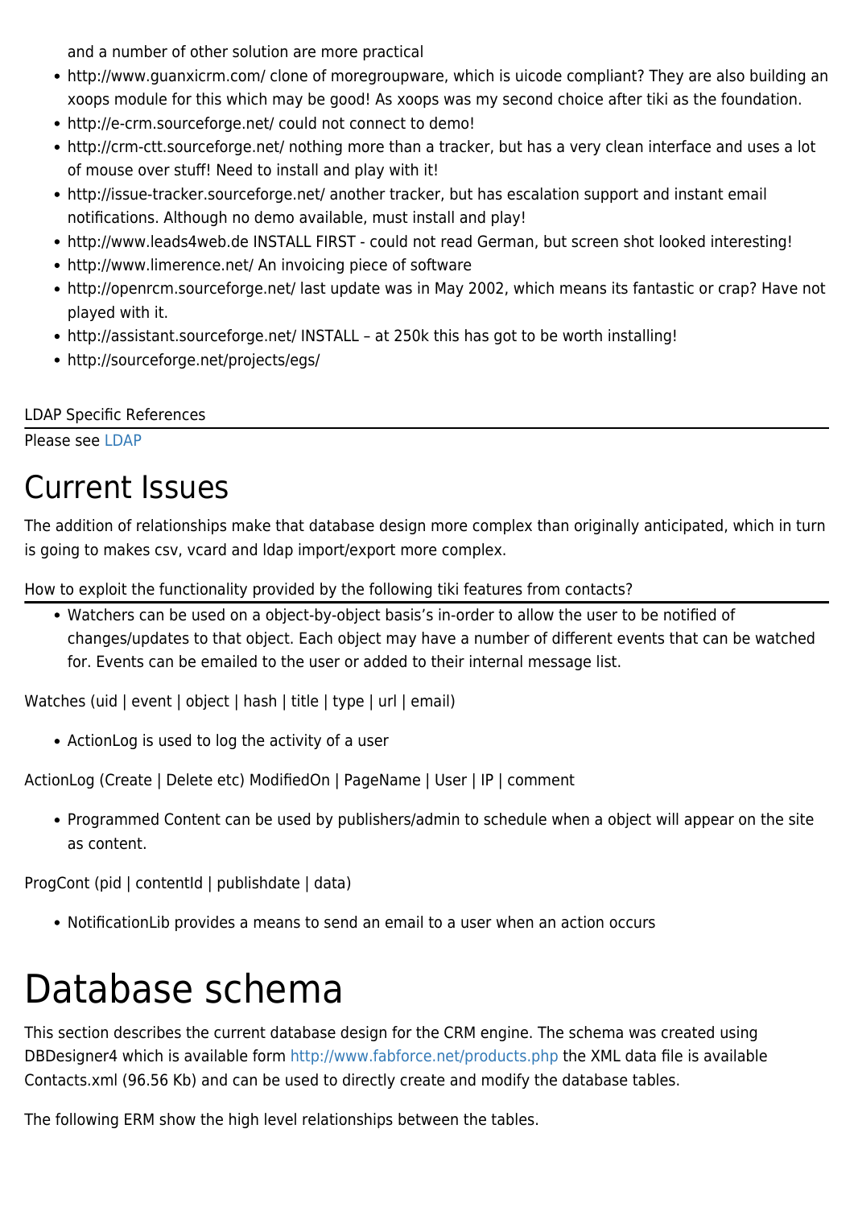and a number of other solution are more practical

- http://www.guanxicrm.com/ clone of moregroupware, which is uicode compliant? They are also building an xoops module for this which may be good! As xoops was my second choice after tiki as the foundation.
- http://e-crm.sourceforge.net/ could not connect to demo!
- http://crm-ctt.sourceforge.net/ nothing more than a tracker, but has a very clean interface and uses a lot of mouse over stuff! Need to install and play with it!
- http://issue-tracker.sourceforge.net/ another tracker, but has escalation support and instant email notifications. Although no demo available, must install and play!
- http://www.leads4web.de INSTALL FIRST - could not read German, but screen shot looked interesting!
- http://www.limerence.net/ An invoicing piece of software
- http://openrcm.sourceforge.net/ last update was in May 2002, which means its fantastic or crap? Have not played with it.
- http://assistant.sourceforge.net/ INSTALL – at 250k this has got to be worth installing!
- http://sourceforge.net/projects/egs/

#### LDAP Specific References

Please see LDAP

# Current Issues

The addition of relationships make that database design more complex than originally anticipated, which in turn is going to makes csv, vcard and ldap import/export more complex.

#### How to exploit the functionality provided by the following tiki features from contacts?

- Watchers can be used on a object-by-object basis's in-order to allow the user to be notified of changes/updates to that object. Each object may have a number of different events that can be watched for. Events can be emailed to the user or added to their internal message list.

Watches (uid | event | object | hash | title | type | url | email)

- ActionLog is used to log the activity of a user

ActionLog (Create | Delete etc) ModifiedOn | PageName | User | IP | comment

- Programmed Content can be used by publishers/admin to schedule when a object will appear on the site as content.

ProgCont (pid | contentId | publishdate | data)

- NotificationLib provides a means to send an email to a user when an action occurs

# Database schema

This section describes the current database design for the CRM engine. The schema was created using DBDesigner4 which is available form http://www.fabforce.net/products.php the XML data file is available Contacts.xml (96.56 Kb) and can be used to directly create and modify the database tables.

The following ERM show the high level relationships between the tables.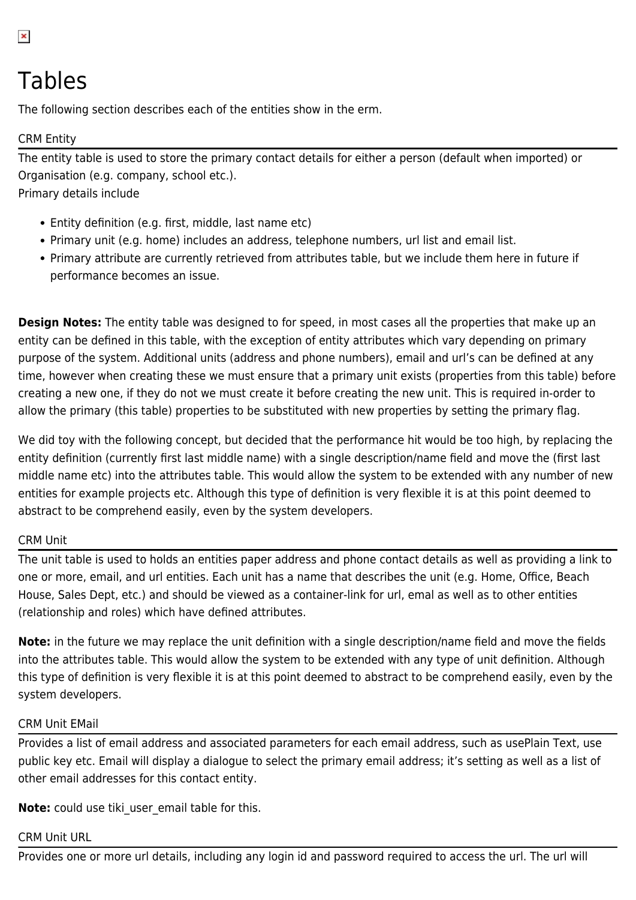# Tables

The following section describes each of the entities show in the erm.

## CRM Entity

The entity table is used to store the primary contact details for either a person (default when imported) or Organisation (e.g. company, school etc.).
Primary details include

- Entity definition (e.g. first, middle, last name etc)
- Primary unit (e.g. home) includes an address, telephone numbers, url list and email list.
- Primary attribute are currently retrieved from attributes table, but we include them here in future if performance becomes an issue.

**Design Notes:** The entity table was designed to for speed, in most cases all the properties that make up an entity can be defined in this table, with the exception of entity attributes which vary depending on primary purpose of the system. Additional units (address and phone numbers), email and url's can be defined at any time, however when creating these we must ensure that a primary unit exists (properties from this table) before creating a new one, if they do not we must create it before creating the new unit. This is required in-order to allow the primary (this table) properties to be substituted with new properties by setting the primary flag.

We did toy with the following concept, but decided that the performance hit would be too high, by replacing the entity definition (currently first last middle name) with a single description/name field and move the (first last middle name etc) into the attributes table. This would allow the system to be extended with any number of new entities for example projects etc. Although this type of definition is very flexible it is at this point deemed to abstract to be comprehend easily, even by the system developers.

## CRM Unit

The unit table is used to holds an entities paper address and phone contact details as well as providing a link to one or more, email, and url entities. Each unit has a name that describes the unit (e.g. Home, Office, Beach House, Sales Dept, etc.) and should be viewed as a container-link for url, emal as well as to other entities (relationship and roles) which have defined attributes.

**Note:** in the future we may replace the unit definition with a single description/name field and move the fields into the attributes table. This would allow the system to be extended with any type of unit definition. Although this type of definition is very flexible it is at this point deemed to abstract to be comprehend easily, even by the system developers.

## CRM Unit EMail

Provides a list of email address and associated parameters for each email address, such as usePlain Text, use public key etc. Email will display a dialogue to select the primary email address; it's setting as well as a list of other email addresses for this contact entity.

**Note:** could use tiki_user_email table for this.

## CRM Unit URL

Provides one or more url details, including any login id and password required to access the url. The url will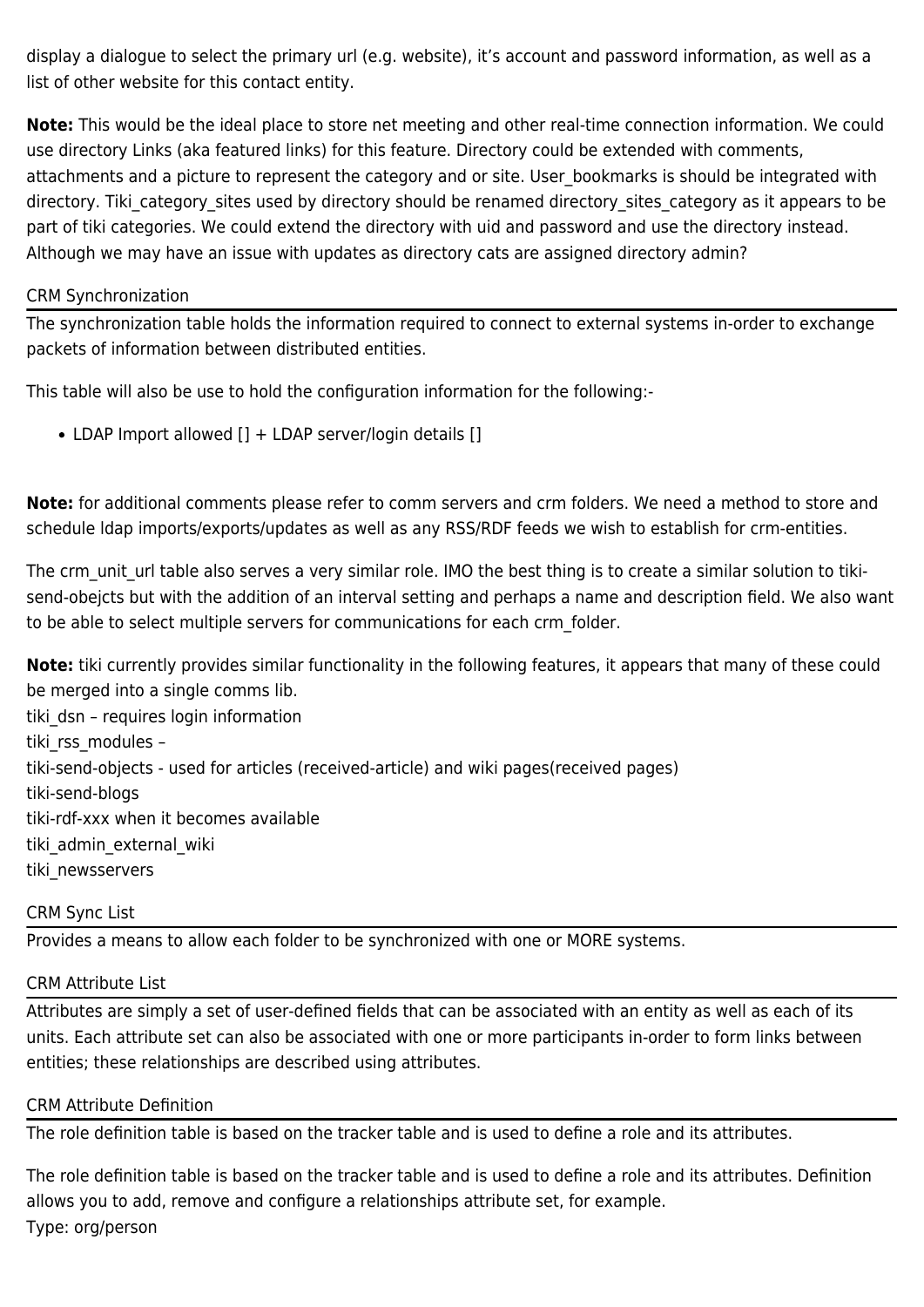display a dialogue to select the primary url (e.g. website), it's account and password information, as well as a list of other website for this contact entity.

**Note:** This would be the ideal place to store net meeting and other real-time connection information. We could use directory Links (aka featured links) for this feature. Directory could be extended with comments, attachments and a picture to represent the category and or site. User_bookmarks is should be integrated with directory. Tiki_category_sites used by directory should be renamed directory_sites_category as it appears to be part of tiki categories. We could extend the directory with uid and password and use the directory instead. Although we may have an issue with updates as directory cats are assigned directory admin?

## CRM Synchronization

The synchronization table holds the information required to connect to external systems in-order to exchange packets of information between distributed entities.

This table will also be use to hold the configuration information for the following:-

- LDAP Import allowed [] + LDAP server/login details []

**Note:** for additional comments please refer to comm servers and crm folders. We need a method to store and schedule ldap imports/exports/updates as well as any RSS/RDF feeds we wish to establish for crm-entities.

The crm_unit_url table also serves a very similar role. IMO the best thing is to create a similar solution to tiki-send-obejcts but with the addition of an interval setting and perhaps a name and description field. We also want to be able to select multiple servers for communications for each crm_folder.

**Note:** tiki currently provides similar functionality in the following features, it appears that many of these could be merged into a single comms lib.
tiki_dsn – requires login information
tiki_rss_modules –
tiki-send-objects - used for articles (received-article) and wiki pages(received pages)
tiki-send-blogs
tiki-rdf-xxx when it becomes available
tiki_admin_external_wiki
tiki_newsservers

## CRM Sync List

Provides a means to allow each folder to be synchronized with one or MORE systems.

## CRM Attribute List

Attributes are simply a set of user-defined fields that can be associated with an entity as well as each of its units. Each attribute set can also be associated with one or more participants in-order to form links between entities; these relationships are described using attributes.

## CRM Attribute Definition

The role definition table is based on the tracker table and is used to define a role and its attributes.

The role definition table is based on the tracker table and is used to define a role and its attributes. Definition allows you to add, remove and configure a relationships attribute set, for example.
Type: org/person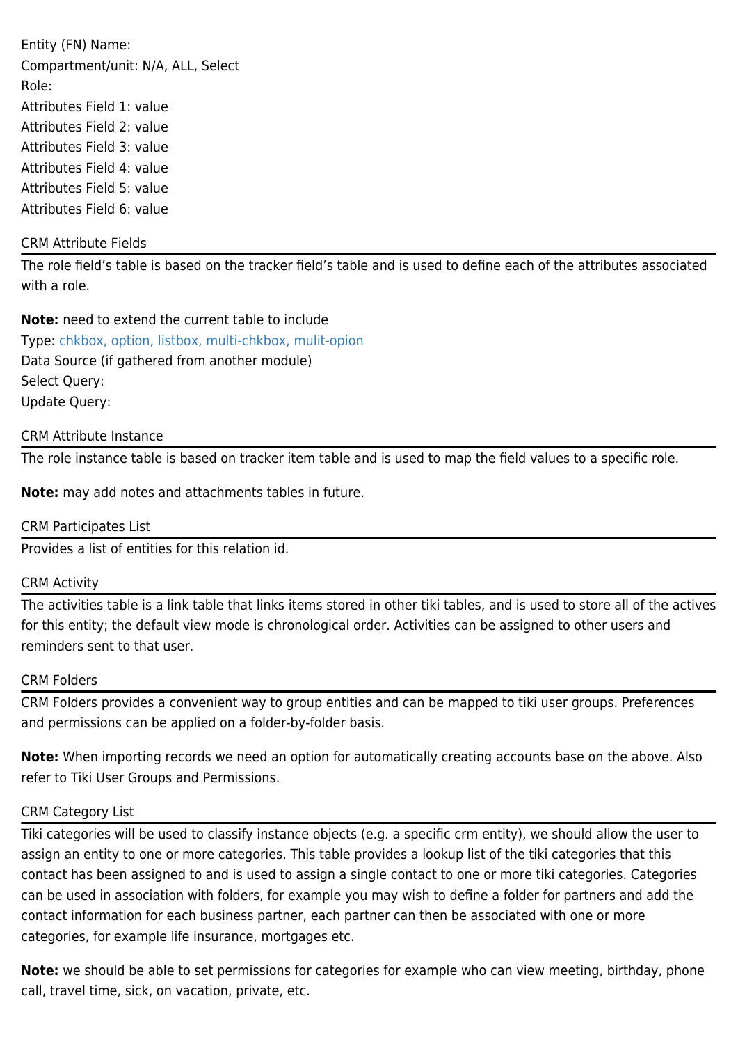Entity (FN) Name:
Compartment/unit: N/A, ALL, Select
Role:
Attributes Field 1: value
Attributes Field 2: value
Attributes Field 3: value
Attributes Field 4: value
Attributes Field 5: value
Attributes Field 6: value

## CRM Attribute Fields

The role field's table is based on the tracker field's table and is used to define each of the attributes associated with a role.

**Note:** need to extend the current table to include
Type: chkbox, option, listbox, multi-chkbox, mulit-opion
Data Source (if gathered from another module)
Select Query:
Update Query:

## CRM Attribute Instance

The role instance table is based on tracker item table and is used to map the field values to a specific role.

**Note:** may add notes and attachments tables in future.

## CRM Participates List

Provides a list of entities for this relation id.

## CRM Activity

The activities table is a link table that links items stored in other tiki tables, and is used to store all of the actives for this entity; the default view mode is chronological order. Activities can be assigned to other users and reminders sent to that user.

## CRM Folders

CRM Folders provides a convenient way to group entities and can be mapped to tiki user groups. Preferences and permissions can be applied on a folder-by-folder basis.

**Note:** When importing records we need an option for automatically creating accounts base on the above. Also refer to Tiki User Groups and Permissions.

## CRM Category List

Tiki categories will be used to classify instance objects (e.g. a specific crm entity), we should allow the user to assign an entity to one or more categories. This table provides a lookup list of the tiki categories that this contact has been assigned to and is used to assign a single contact to one or more tiki categories. Categories can be used in association with folders, for example you may wish to define a folder for partners and add the contact information for each business partner, each partner can then be associated with one or more categories, for example life insurance, mortgages etc.

**Note:** we should be able to set permissions for categories for example who can view meeting, birthday, phone call, travel time, sick, on vacation, private, etc.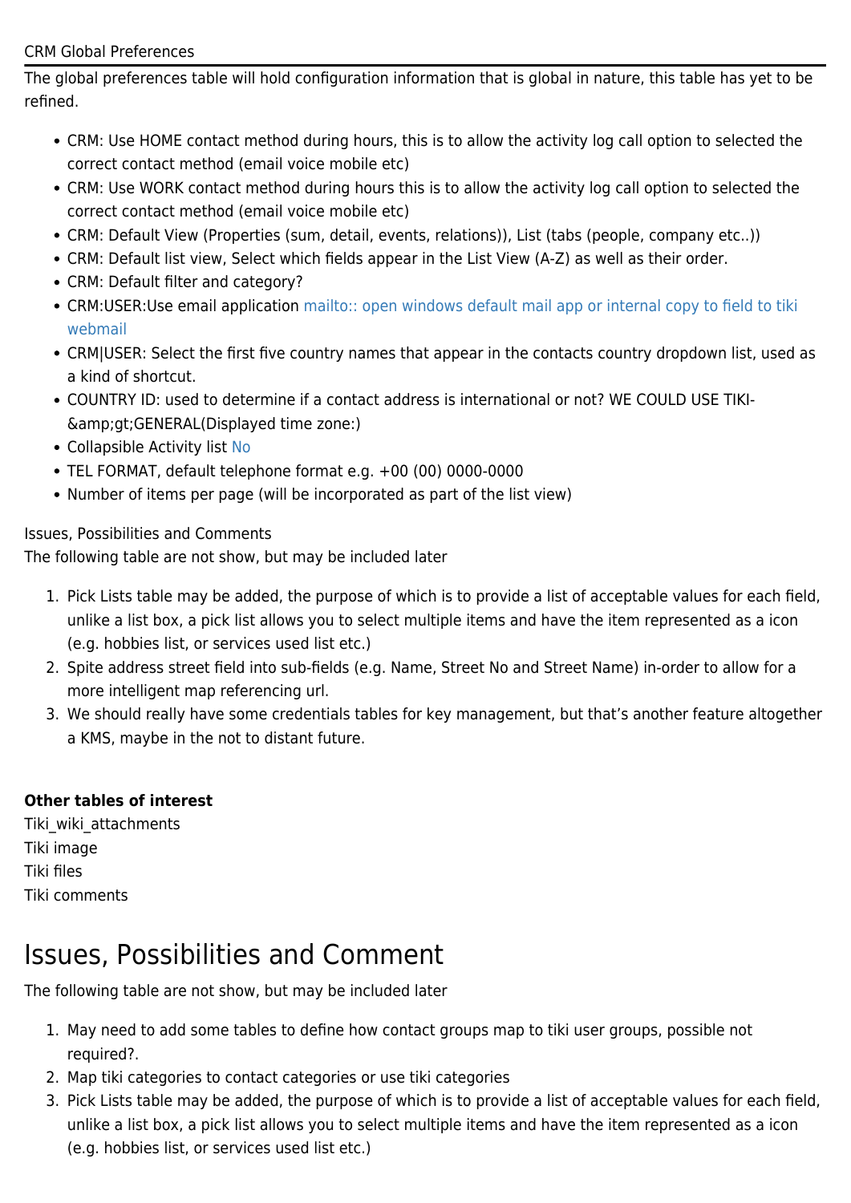CRM Global Preferences

The global preferences table will hold configuration information that is global in nature, this table has yet to be refined.

- CRM: Use HOME contact method during hours, this is to allow the activity log call option to selected the correct contact method (email voice mobile etc)
- CRM: Use WORK contact method during hours this is to allow the activity log call option to selected the correct contact method (email voice mobile etc)
- CRM: Default View (Properties (sum, detail, events, relations)), List (tabs (people, company etc..))
- CRM: Default list view, Select which fields appear in the List View (A-Z) as well as their order.
- CRM: Default filter and category?
- CRM:USER:Use email application mailto:: open windows default mail app or internal copy to field to tiki webmail
- CRM|USER: Select the first five country names that appear in the contacts country dropdown list, used as a kind of shortcut.
- COUNTRY ID: used to determine if a contact address is international or not? WE COULD USE TIKI-&amp;gt;GENERAL(Displayed time zone:)
- Collapsible Activity list No
- TEL FORMAT, default telephone format e.g. +00 (00) 0000-0000
- Number of items per page (will be incorporated as part of the list view)

Issues, Possibilities and Comments

The following table are not show, but may be included later

1. Pick Lists table may be added, the purpose of which is to provide a list of acceptable values for each field, unlike a list box, a pick list allows you to select multiple items and have the item represented as a icon (e.g. hobbies list, or services used list etc.)
2. Spite address street field into sub-fields (e.g. Name, Street No and Street Name) in-order to allow for a more intelligent map referencing url.
3. We should really have some credentials tables for key management, but that's another feature altogether a KMS, maybe in the not to distant future.

**Other tables of interest**

Tiki_wiki_attachments
Tiki image
Tiki files
Tiki comments

# Issues, Possibilities and Comment

The following table are not show, but may be included later

1. May need to add some tables to define how contact groups map to tiki user groups, possible not required?.
2. Map tiki categories to contact categories or use tiki categories
3. Pick Lists table may be added, the purpose of which is to provide a list of acceptable values for each field, unlike a list box, a pick list allows you to select multiple items and have the item represented as a icon (e.g. hobbies list, or services used list etc.)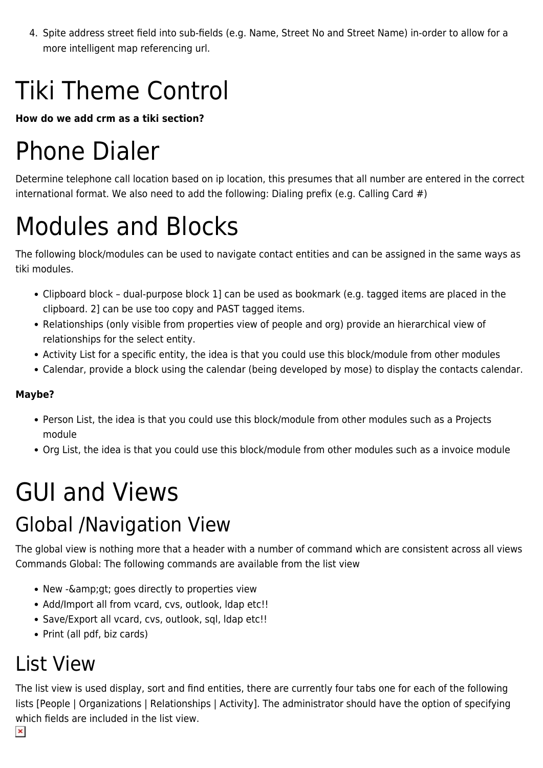4. Spite address street field into sub-fields (e.g. Name, Street No and Street Name) in-order to allow for a more intelligent map referencing url.

# Tiki Theme Control

**How do we add crm as a tiki section?**

# Phone Dialer

Determine telephone call location based on ip location, this presumes that all number are entered in the correct international format. We also need to add the following: Dialing prefix (e.g. Calling Card #)

# Modules and Blocks

The following block/modules can be used to navigate contact entities and can be assigned in the same ways as tiki modules.

- Clipboard block – dual-purpose block 1] can be used as bookmark (e.g. tagged items are placed in the clipboard. 2] can be use too copy and PAST tagged items.
- Relationships (only visible from properties view of people and org) provide an hierarchical view of relationships for the select entity.
- Activity List for a specific entity, the idea is that you could use this block/module from other modules
- Calendar, provide a block using the calendar (being developed by mose) to display the contacts calendar.

**Maybe?**

- Person List, the idea is that you could use this block/module from other modules such as a Projects module
- Org List, the idea is that you could use this block/module from other modules such as a invoice module

# GUI and Views

## Global /Navigation View

The global view is nothing more that a header with a number of command which are consistent across all views
Commands Global: The following commands are available from the list view

- New -&amp;gt; goes directly to properties view
- Add/Import all from vcard, cvs, outlook, ldap etc!!
- Save/Export all vcard, cvs, outlook, sql, ldap etc!!
- Print (all pdf, biz cards)

## List View

The list view is used display, sort and find entities, there are currently four tabs one for each of the following lists [People | Organizations | Relationships | Activity]. The administrator should have the option of specifying which fields are included in the list view.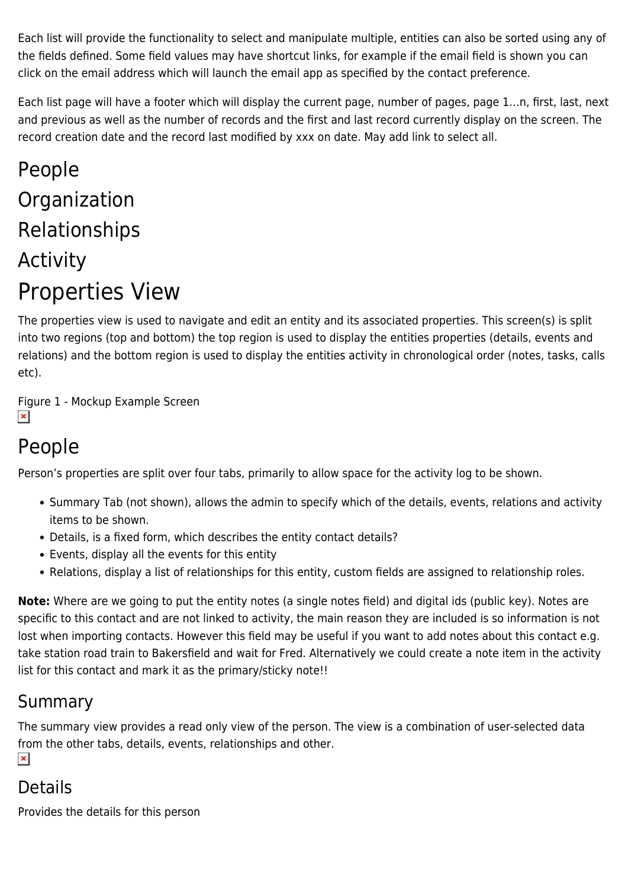Each list will provide the functionality to select and manipulate multiple, entities can also be sorted using any of the fields defined. Some field values may have shortcut links, for example if the email field is shown you can click on the email address which will launch the email app as specified by the contact preference.

Each list page will have a footer which will display the current page, number of pages, page 1…n, first, last, next and previous as well as the number of records and the first and last record currently display on the screen. The record creation date and the record last modified by xxx on date. May add link to select all.

## People

## Organization

## Relationships

## Activity

# Properties View

The properties view is used to navigate and edit an entity and its associated properties. This screen(s) is split into two regions (top and bottom) the top region is used to display the entities properties (details, events and relations) and the bottom region is used to display the entities activity in chronological order (notes, tasks, calls etc).

Figure 1 - Mockup Example Screen

## People

Person's properties are split over four tabs, primarily to allow space for the activity log to be shown.

- Summary Tab (not shown), allows the admin to specify which of the details, events, relations and activity items to be shown.
- Details, is a fixed form, which describes the entity contact details?
- Events, display all the events for this entity
- Relations, display a list of relationships for this entity, custom fields are assigned to relationship roles.

**Note:** Where are we going to put the entity notes (a single notes field) and digital ids (public key). Notes are specific to this contact and are not linked to activity, the main reason they are included is so information is not lost when importing contacts. However this field may be useful if you want to add notes about this contact e.g. take station road train to Bakersfield and wait for Fred. Alternatively we could create a note item in the activity list for this contact and mark it as the primary/sticky note!!

### Summary

The summary view provides a read only view of the person. The view is a combination of user-selected data from the other tabs, details, events, relationships and other.

### Details

Provides the details for this person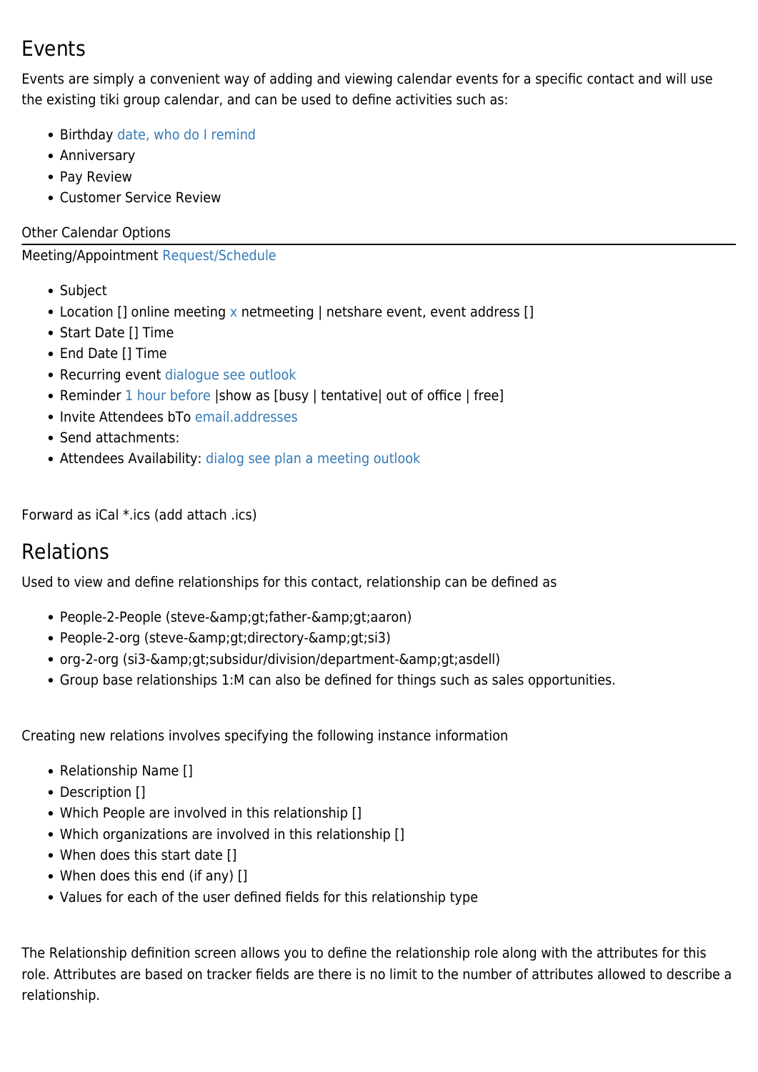## Events

Events are simply a convenient way of adding and viewing calendar events for a specific contact and will use the existing tiki group calendar, and can be used to define activities such as:

- Birthday date, who do I remind
- Anniversary
- Pay Review
- Customer Service Review

Other Calendar Options

---

Meeting/Appointment Request/Schedule

- Subject
- Location [] online meeting x netmeeting | netshare event, event address []
- Start Date [] Time
- End Date [] Time
- Recurring event dialogue see outlook
- Reminder 1 hour before |show as [busy | tentative| out of office | free]
- Invite Attendees bTo email.addresses
- Send attachments:
- Attendees Availability: dialog see plan a meeting outlook

Forward as iCal *.ics (add attach .ics)

## Relations

Used to view and define relationships for this contact, relationship can be defined as

- People-2-People (steve-&amp;gt;father-&amp;gt;aaron)
- People-2-org (steve-&amp;gt;directory-&amp;gt;si3)
- org-2-org (si3-&amp;gt;subsidur/division/department-&amp;gt;asdell)
- Group base relationships 1:M can also be defined for things such as sales opportunities.

Creating new relations involves specifying the following instance information

- Relationship Name []
- Description []
- Which People are involved in this relationship []
- Which organizations are involved in this relationship []
- When does this start date []
- When does this end (if any) []
- Values for each of the user defined fields for this relationship type

The Relationship definition screen allows you to define the relationship role along with the attributes for this role. Attributes are based on tracker fields are there is no limit to the number of attributes allowed to describe a relationship.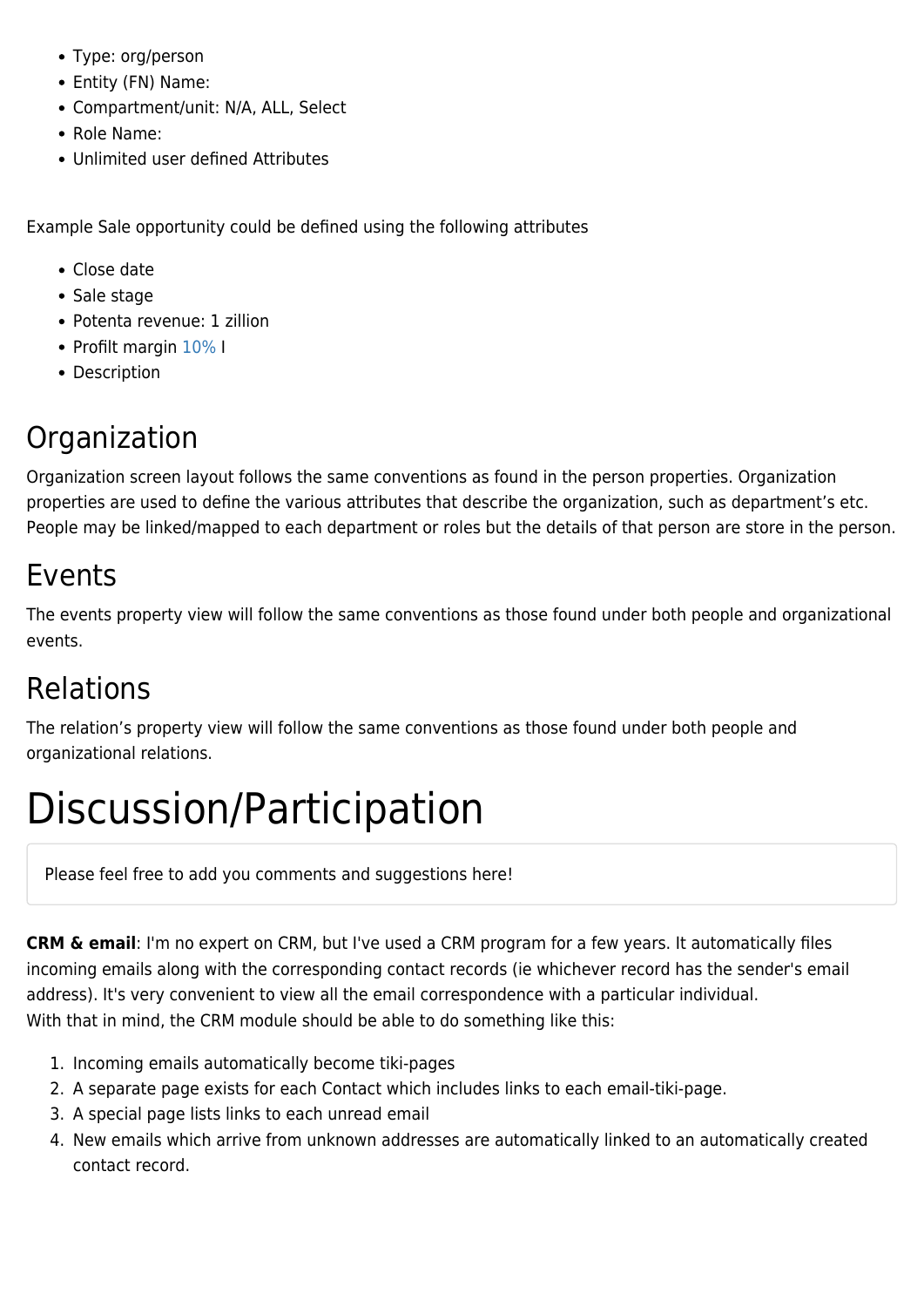- Type: org/person
- Entity (FN) Name:
- Compartment/unit: N/A, ALL, Select
- Role Name:
- Unlimited user defined Attributes

Example Sale opportunity could be defined using the following attributes

- Close date
- Sale stage
- Potenta revenue: 1 zillion
- Profilt margin 10% I
- Description

## Organization

Organization screen layout follows the same conventions as found in the person properties. Organization properties are used to define the various attributes that describe the organization, such as department's etc. People may be linked/mapped to each department or roles but the details of that person are store in the person.

## Events

The events property view will follow the same conventions as those found under both people and organizational events.

## Relations

The relation's property view will follow the same conventions as those found under both people and organizational relations.

# Discussion/Participation

Please feel free to add you comments and suggestions here!

**CRM & email**: I'm no expert on CRM, but I've used a CRM program for a few years. It automatically files incoming emails along with the corresponding contact records (ie whichever record has the sender's email address). It's very convenient to view all the email correspondence with a particular individual.
With that in mind, the CRM module should be able to do something like this:

1. Incoming emails automatically become tiki-pages
2. A separate page exists for each Contact which includes links to each email-tiki-page.
3. A special page lists links to each unread email
4. New emails which arrive from unknown addresses are automatically linked to an automatically created contact record.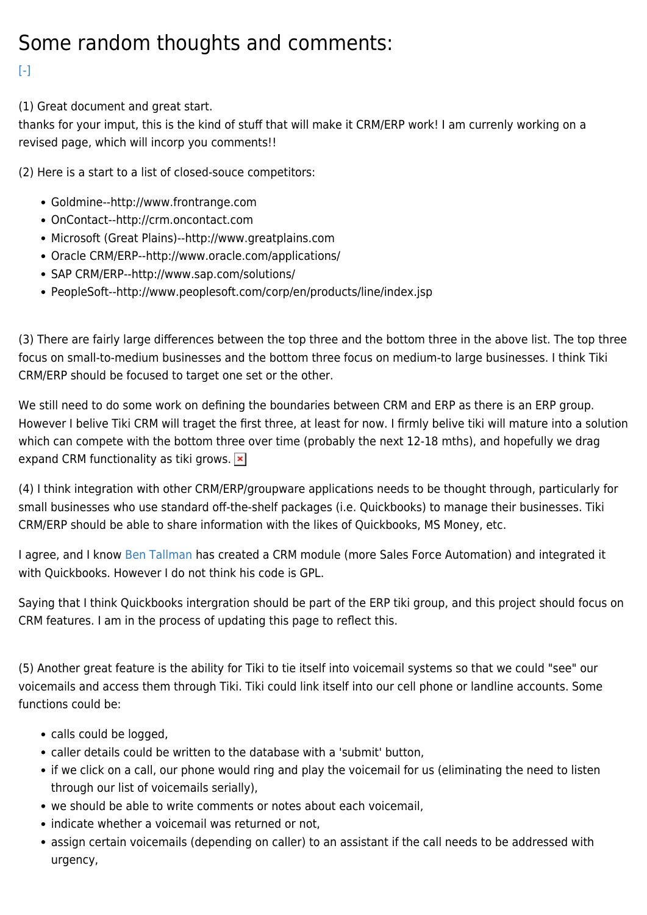# Some random thoughts and comments:

[-]

(1) Great document and great start.
thanks for your imput, this is the kind of stuff that will make it CRM/ERP work! I am currenly working on a revised page, which will incorp you comments!!

(2) Here is a start to a list of closed-souce competitors:

- Goldmine--http://www.frontrange.com
- OnContact--http://crm.oncontact.com
- Microsoft (Great Plains)--http://www.greatplains.com
- Oracle CRM/ERP--http://www.oracle.com/applications/
- SAP CRM/ERP--http://www.sap.com/solutions/
- PeopleSoft--http://www.peoplesoft.com/corp/en/products/line/index.jsp

(3) There are fairly large differences between the top three and the bottom three in the above list. The top three focus on small-to-medium businesses and the bottom three focus on medium-to large businesses. I think Tiki CRM/ERP should be focused to target one set or the other.

We still need to do some work on defining the boundaries between CRM and ERP as there is an ERP group. However I belive Tiki CRM will traget the first three, at least for now. I firmly belive tiki will mature into a solution which can compete with the bottom three over time (probably the next 12-18 mths), and hopefully we drag expand CRM functionality as tiki grows.

(4) I think integration with other CRM/ERP/groupware applications needs to be thought through, particularly for small businesses who use standard off-the-shelf packages (i.e. Quickbooks) to manage their businesses. Tiki CRM/ERP should be able to share information with the likes of Quickbooks, MS Money, etc.

I agree, and I know Ben Tallman has created a CRM module (more Sales Force Automation) and integrated it with Quickbooks. However I do not think his code is GPL.

Saying that I think Quickbooks intergration should be part of the ERP tiki group, and this project should focus on CRM features. I am in the process of updating this page to reflect this.

(5) Another great feature is the ability for Tiki to tie itself into voicemail systems so that we could "see" our voicemails and access them through Tiki. Tiki could link itself into our cell phone or landline accounts. Some functions could be:

- calls could be logged,
- caller details could be written to the database with a 'submit' button,
- if we click on a call, our phone would ring and play the voicemail for us (eliminating the need to listen through our list of voicemails serially),
- we should be able to write comments or notes about each voicemail,
- indicate whether a voicemail was returned or not,
- assign certain voicemails (depending on caller) to an assistant if the call needs to be addressed with urgency,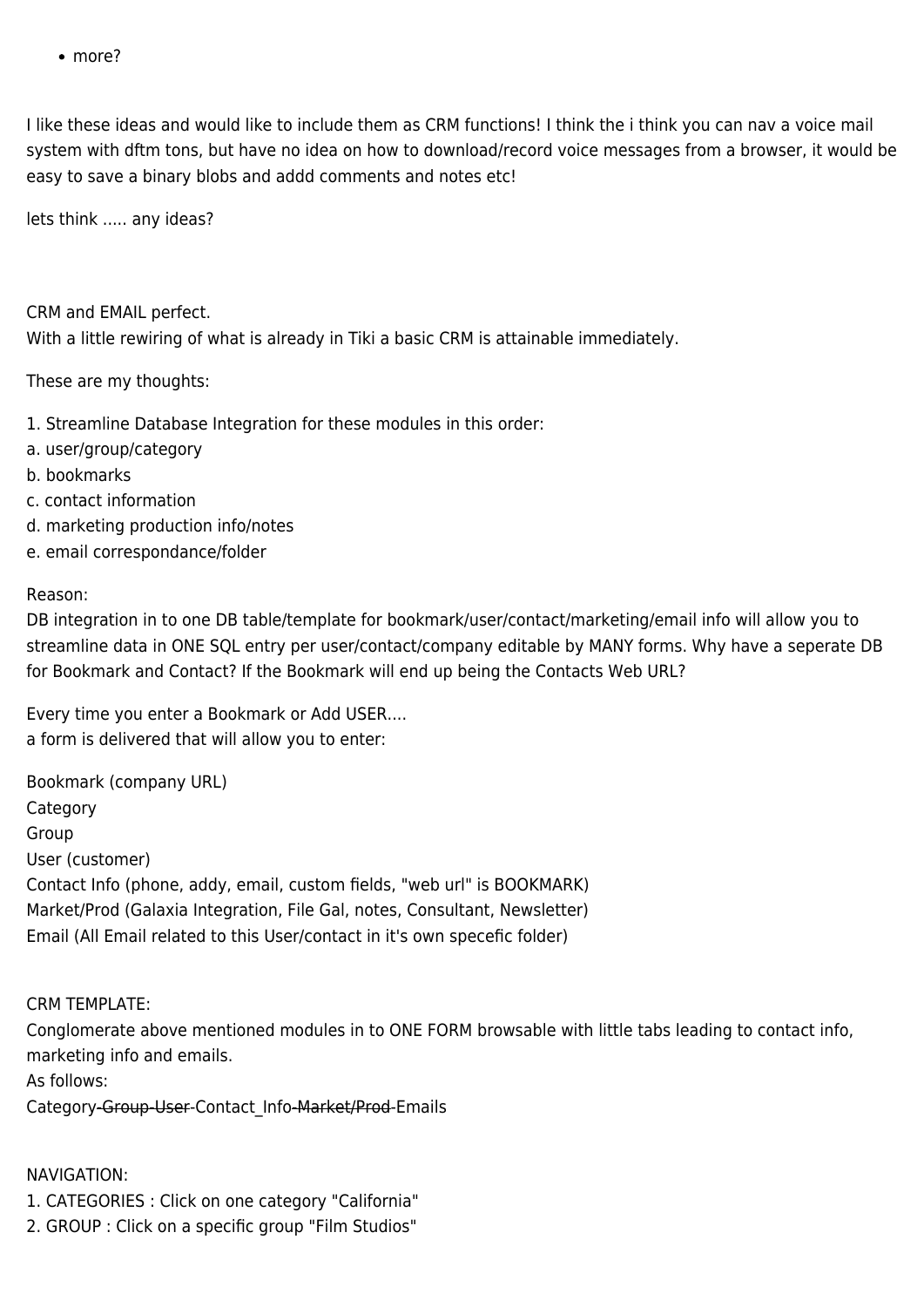- more?

I like these ideas and would like to include them as CRM functions! I think the i think you can nav a voice mail system with dftm tons, but have no idea on how to download/record voice messages from a browser, it would be easy to save a binary blobs and addd comments and notes etc!

lets think ..... any ideas?

CRM and EMAIL perfect.
With a little rewiring of what is already in Tiki a basic CRM is attainable immediately.

These are my thoughts:

1. Streamline Database Integration for these modules in this order:
a. user/group/category
b. bookmarks
c. contact information
d. marketing production info/notes
e. email correspondance/folder

Reason:
DB integration in to one DB table/template for bookmark/user/contact/marketing/email info will allow you to streamline data in ONE SQL entry per user/contact/company editable by MANY forms. Why have a seperate DB for Bookmark and Contact? If the Bookmark will end up being the Contacts Web URL?

Every time you enter a Bookmark or Add USER....
a form is delivered that will allow you to enter:

Bookmark (company URL)
Category
Group
User (customer)
Contact Info (phone, addy, email, custom fields, "web url" is BOOKMARK)
Market/Prod (Galaxia Integration, File Gal, notes, Consultant, Newsletter)
Email (All Email related to this User/contact in it's specefic folder)

CRM TEMPLATE:
Conglomerate above mentioned modules in to ONE FORM browsable with little tabs leading to contact info, marketing info and emails.
As follows:
Category~~-Group-User-~~Contact_Info~~-Market/Prod-~~Emails

NAVIGATION:
1. CATEGORIES : Click on one category "California"
2. GROUP : Click on a specific group "Film Studios"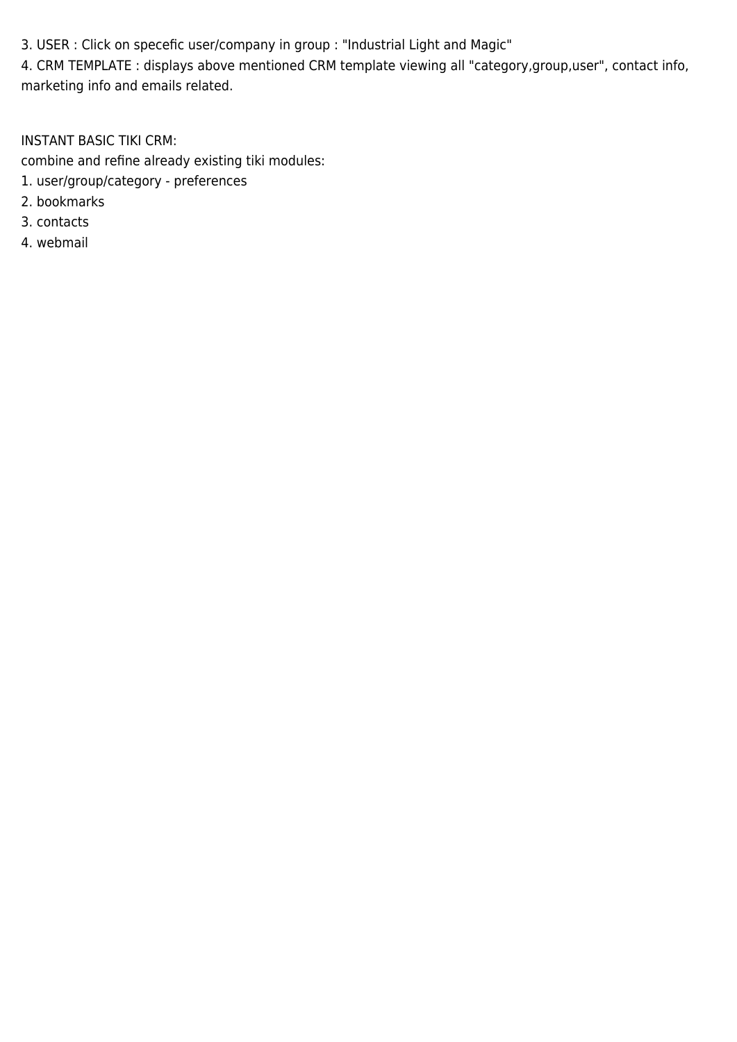3. USER : Click on specefic user/company in group : "Industrial Light and Magic"
4. CRM TEMPLATE : displays above mentioned CRM template viewing all "category,group,user", contact info, marketing info and emails related.

INSTANT BASIC TIKI CRM:
combine and refine already existing tiki modules:
1. user/group/category - preferences
2. bookmarks
3. contacts
4. webmail